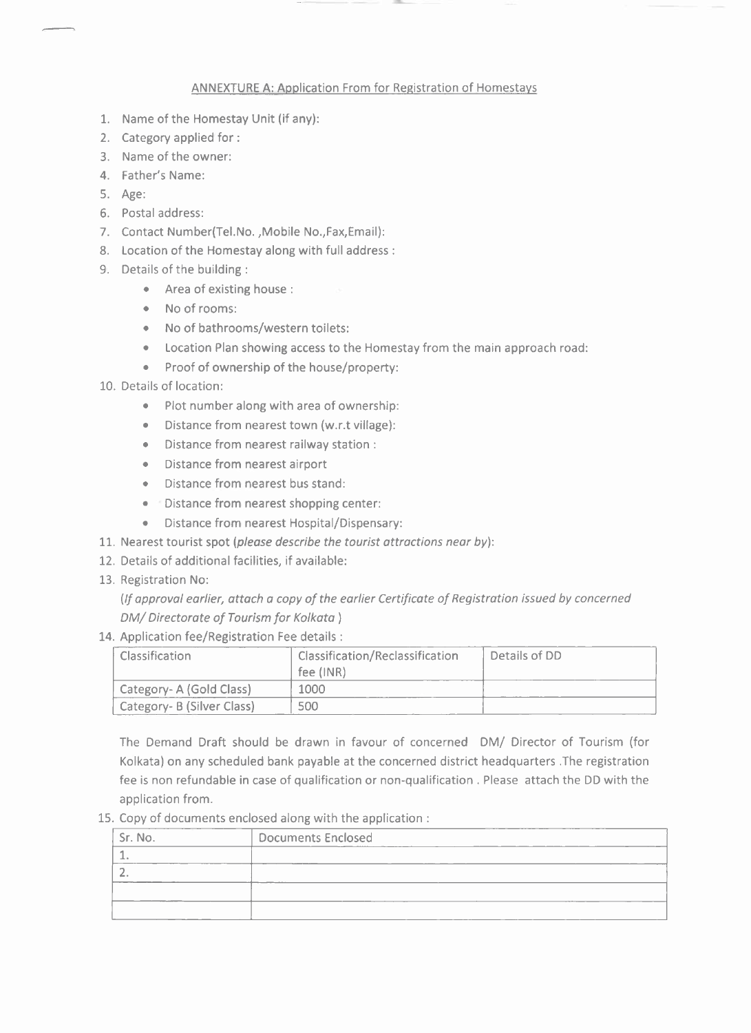## ANNEXTURE A: Application From for Registration of Homestays

1. Name of the Homestay Unit (if any):
2. Category applied for :
3. Name of the owner:
4. Father's Name:
5. Age:
6. Postal address:
7. Contact Number(Tel.No. ,Mobile No.,Fax,Email):
8. Location of the Homestay along with full address :
9. Details of the building :
   - Area of existing house :
   - No of rooms:
   - No of bathrooms/western toilets:
   - Location Plan showing access to the Homestay from the main approach road:
   - Proof of ownership of the house/property:
10. Details of location:
    - Plot number along with area of ownership:
    - Distance from nearest town (w.r.t village):
    - Distance from nearest railway station :
    - Distance from nearest airport
    - Distance from nearest bus stand:
    - Distance from nearest shopping center:
    - Distance from nearest Hospital/Dispensary:
11. Nearest tourist spot (*please describe the tourist attractions near by*):
12. Details of additional facilities, if available:
13. Registration No:

    *(If approval earlier, attach a copy of the earlier Certificate of Registration issued by concerned DM/ Directorate of Tourism for Kolkata )*
14. Application fee/Registration Fee details :

| Classification | Classification/Reclassification fee (INR) | Details of DD |
|---|---|---|
| Category- A (Gold Class) | 1000 | |
| Category- B (Silver Class) | 500 | |

The Demand Draft should be drawn in favour of concerned DM/ Director of Tourism (for Kolkata) on any scheduled bank payable at the concerned district headquarters .The registration fee is non refundable in case of qualification or non-qualification . Please attach the DD with the application from.

15. Copy of documents enclosed along with the application :

| Sr. No. | Documents Enclosed |
|---|---|
| 1. | |
| 2. | |
| | |
| | |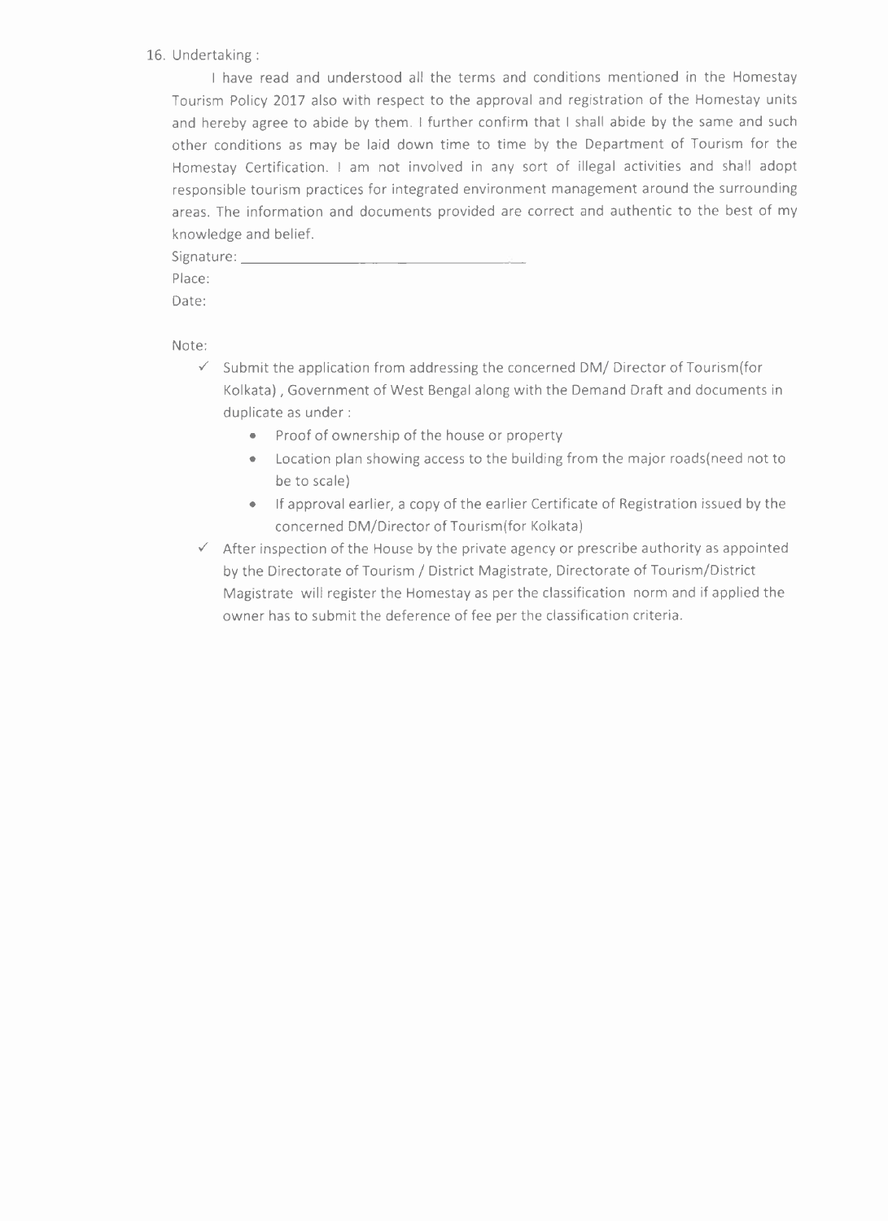16. Undertaking :

I have read and understood all the terms and conditions mentioned in the Homestay Tourism Policy 2017 also with respect to the approval and registration of the Homestay units and hereby agree to abide by them. I further confirm that I shall abide by the same and such other conditions as may be laid down time to time by the Department of Tourism for the Homestay Certification. I am not involved in any sort of illegal activities and shall adopt responsible tourism practices for integrated environment management around the surrounding areas. The information and documents provided are correct and authentic to the best of my knowledge and belief.

Signature: ______________________________

Place:

Date:

Note:

- ✓ Submit the application from addressing the concerned DM/ Director of Tourism(for Kolkata) , Government of West Bengal along with the Demand Draft and documents in duplicate as under :
  - Proof of ownership of the house or property
  - Location plan showing access to the building from the major roads(need not to be to scale)
  - If approval earlier, a copy of the earlier Certificate of Registration issued by the concerned DM/Director of Tourism(for Kolkata)
- ✓ After inspection of the House by the private agency or prescribe authority as appointed by the Directorate of Tourism / District Magistrate, Directorate of Tourism/District Magistrate will register the Homestay as per the classification norm and if applied the owner has to submit the deference of fee per the classification criteria.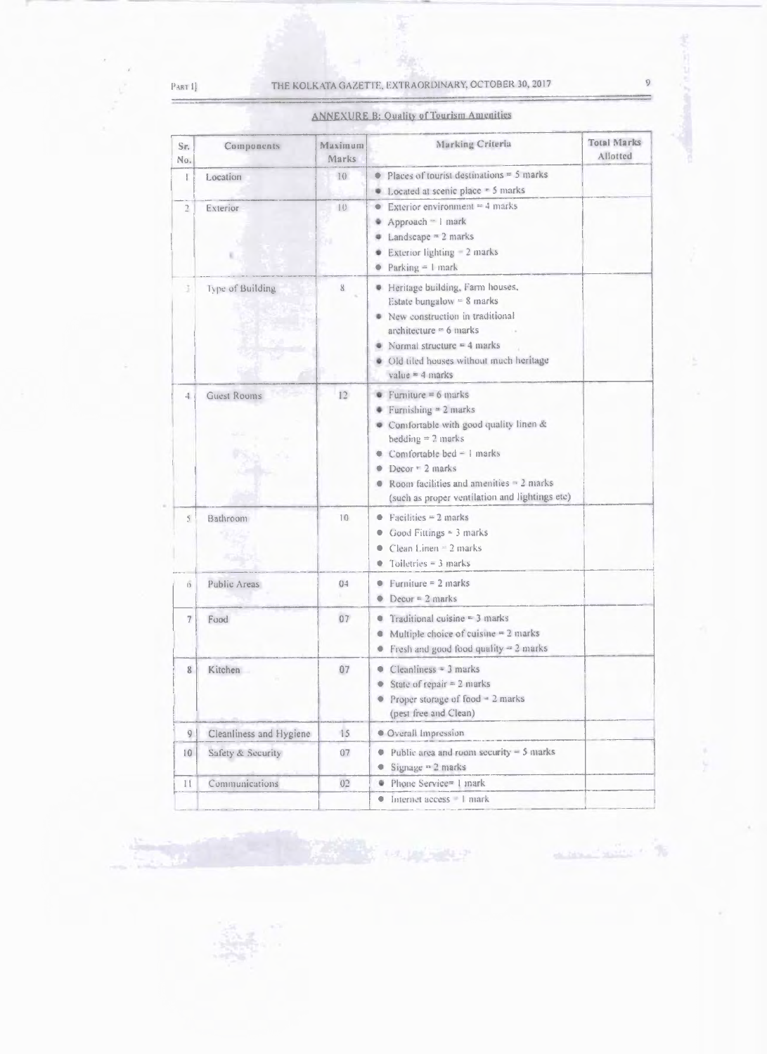## ANNEXURE B: Quality of Tourism Amenities

| Sr. No. | Components | Maximum Marks | Marking Criteria | Total Marks Allotted |
|---|---|---|---|---|
| 1 | Location | 10 | • Places of tourist destinations = 5 marks<br>• Located at scenic place = 5 marks | |
| 2 | Exterior | 10 | • Exterior environment = 4 marks<br>• Approach = 1 mark<br>• Landscape = 2 marks<br>• Exterior lighting = 2 marks<br>• Parking = 1 mark | |
| 3 | Type of Building | 8 | • Heritage building, Farm houses, Estate bungalow = 8 marks<br>• New construction in traditional architecture = 6 marks<br>• Normal structure = 4 marks<br>• Old tiled houses without much heritage value = 4 marks | |
| 4 | Guest Rooms | 12 | • Furniture = 6 marks<br>• Furnishing = 2 marks<br>• Comfortable with good quality linen & bedding = 2 marks<br>• Comfortable bed = 1 marks<br>• Decor = 2 marks<br>• Room facilities and amenities = 2 marks (such as proper ventilation and lightings etc) | |
| 5 | Bathroom | 10 | • Facilities = 2 marks<br>• Good Fittings = 3 marks<br>• Clean Linen = 2 marks<br>• Toiletries = 3 marks | |
| 6 | Public Areas | 04 | • Furniture = 2 marks<br>• Decor = 2 marks | |
| 7 | Food | 07 | • Traditional cuisine = 3 marks<br>• Multiple choice of cuisine = 2 marks<br>• Fresh and good food quality = 2 marks | |
| 8 | Kitchen | 07 | • Cleanliness = 3 marks<br>• State of repair = 2 marks<br>• Proper storage of food = 2 marks (pest free and Clean) | |
| 9 | Cleanliness and Hygiene | 15 | • Overall Impression | |
| 10 | Safety & Security | 07 | • Public area and room security = 5 marks<br>• Signage = 2 marks | |
| 11 | Communications | 02 | • Phone Service= 1 mark | |
| | | | • Internet access = 1 mark | |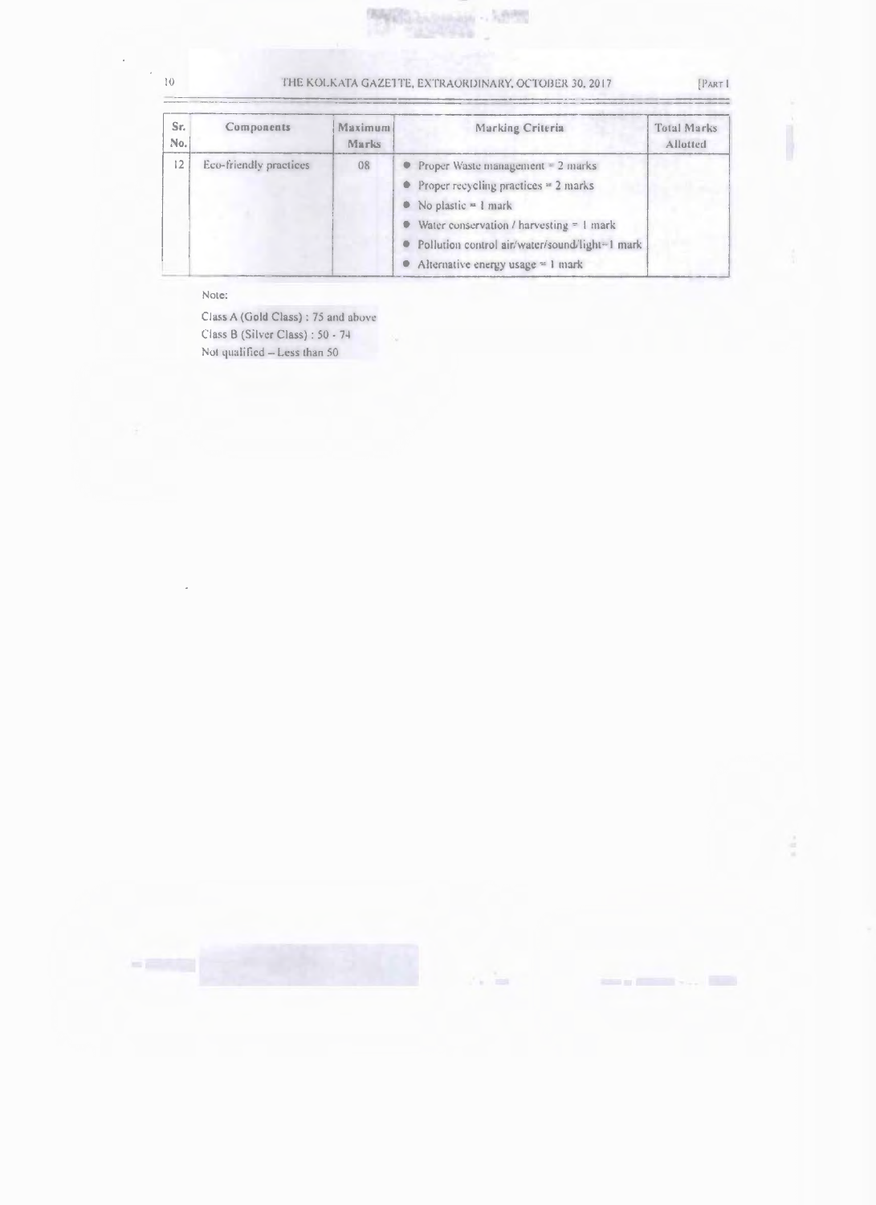| Sr. No. | Components | Maximum Marks | Marking Criteria | Total Marks Allotted |
|---|---|---|---|---|
| 12 | Eco-friendly practices | 08 | • Proper Waste management = 2 marks<br>• Proper recycling practices = 2 marks<br>• No plastic = 1 mark<br>• Water conservation / harvesting = 1 mark<br>• Pollution control air/water/sound/light=1 mark<br>• Alternative energy usage = 1 mark | |

Note:

Class A (Gold Class) : 75 and above

Class B (Silver Class) : 50 - 74

Not qualified – Less than 50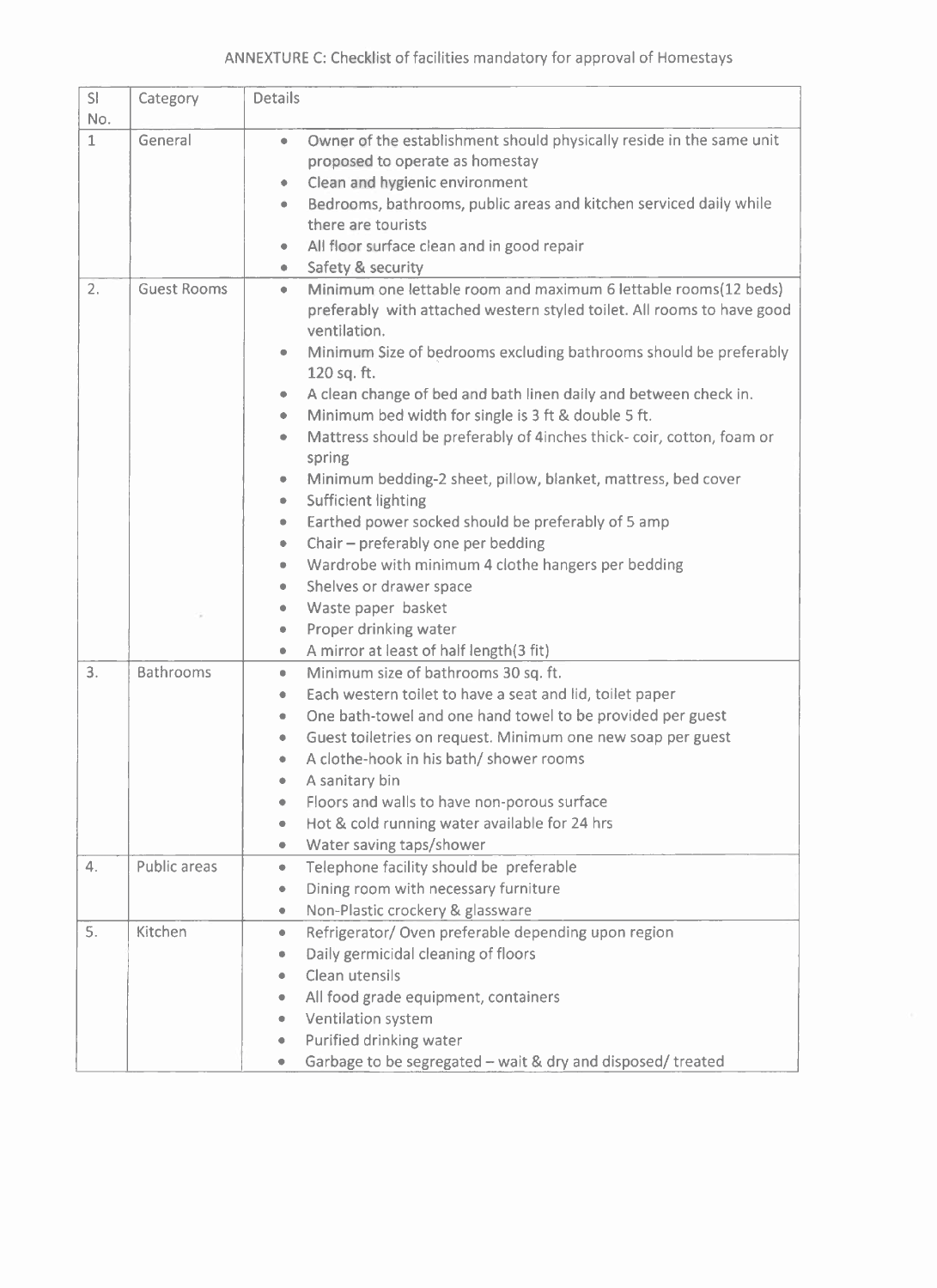ANNEXTURE C: Checklist of facilities mandatory for approval of Homestays

| Sl No. | Category | Details |
|---|---|---|
| 1 | General | • Owner of the establishment should physically reside in the same unit proposed to operate as homestay<br>• Clean and hygienic environment<br>• Bedrooms, bathrooms, public areas and kitchen serviced daily while there are tourists<br>• All floor surface clean and in good repair<br>• Safety & security |
| 2. | Guest Rooms | • Minimum one lettable room and maximum 6 lettable rooms(12 beds) preferably with attached western styled toilet. All rooms to have good ventilation.<br>• Minimum Size of bedrooms excluding bathrooms should be preferably 120 sq. ft.<br>• A clean change of bed and bath linen daily and between check in.<br>• Minimum bed width for single is 3 ft & double 5 ft.<br>• Mattress should be preferably of 4inches thick- coir, cotton, foam or spring<br>• Minimum bedding-2 sheet, pillow, blanket, mattress, bed cover<br>• Sufficient lighting<br>• Earthed power socked should be preferably of 5 amp<br>• Chair – preferably one per bedding<br>• Wardrobe with minimum 4 clothe hangers per bedding<br>• Shelves or drawer space<br>• Waste paper basket<br>• Proper drinking water<br>• A mirror at least of half length(3 fit) |
| 3. | Bathrooms | • Minimum size of bathrooms 30 sq. ft.<br>• Each western toilet to have a seat and lid, toilet paper<br>• One bath-towel and one hand towel to be provided per guest<br>• Guest toiletries on request. Minimum one new soap per guest<br>• A clothe-hook in his bath/ shower rooms<br>• A sanitary bin<br>• Floors and walls to have non-porous surface<br>• Hot & cold running water available for 24 hrs<br>• Water saving taps/shower |
| 4. | Public areas | • Telephone facility should be preferable<br>• Dining room with necessary furniture<br>• Non-Plastic crockery & glassware |
| 5. | Kitchen | • Refrigerator/ Oven preferable depending upon region<br>• Daily germicidal cleaning of floors<br>• Clean utensils<br>• All food grade equipment, containers<br>• Ventilation system<br>• Purified drinking water<br>• Garbage to be segregated – wait & dry and disposed/ treated |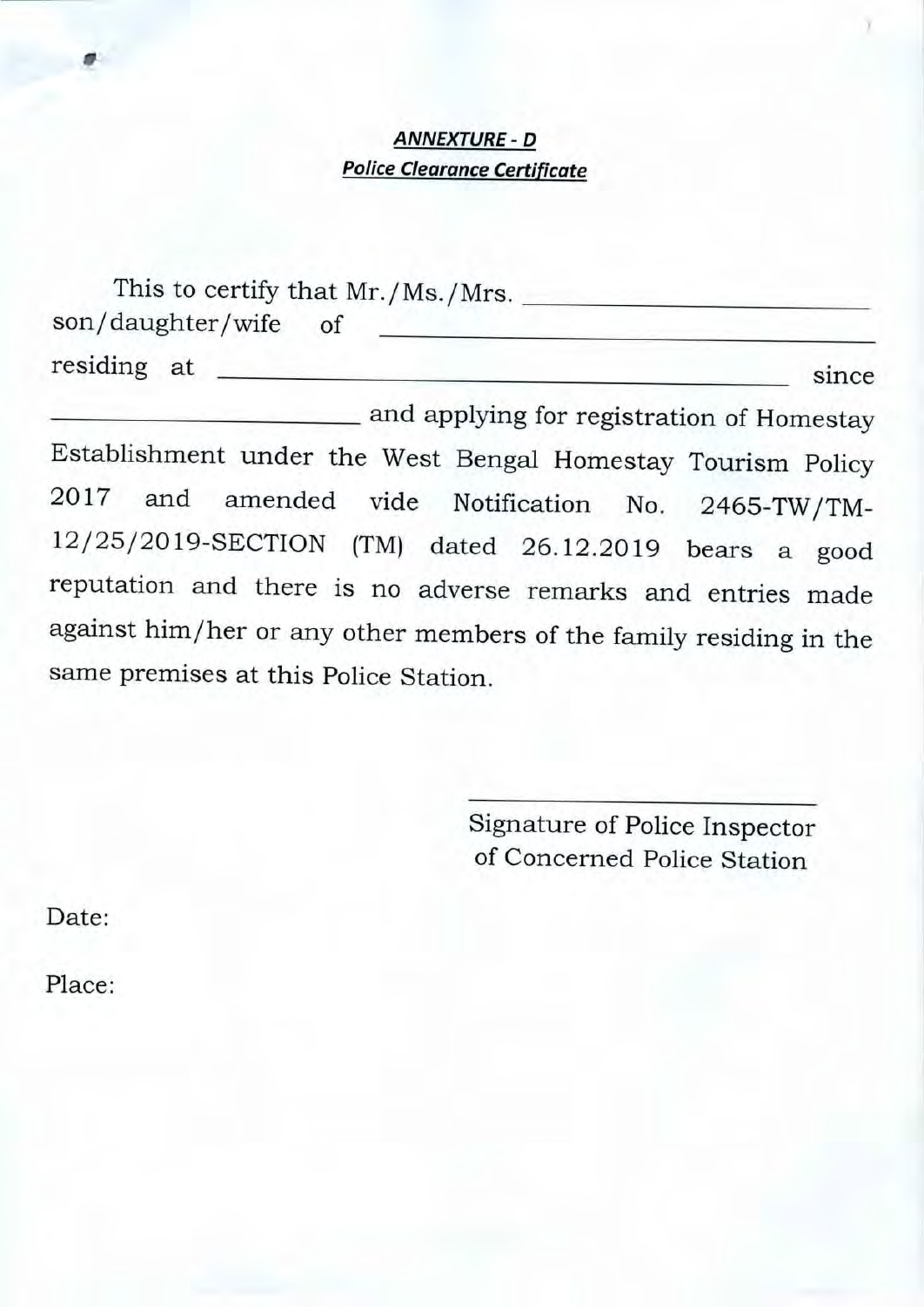**_ANNEXTURE - D_**

**_Police Clearance Certificate_**

This to certify that Mr./Ms./Mrs. \_\_\_\_\_\_\_\_\_\_\_\_\_\_\_\_\_\_\_\_\_\_\_\_ son/daughter/wife of \_\_\_\_\_\_\_\_\_\_\_\_\_\_\_\_\_\_\_\_\_\_\_\_\_\_\_\_ residing at \_\_\_\_\_\_\_\_\_\_\_\_\_\_\_\_\_\_\_\_\_\_\_\_\_\_\_\_\_\_\_\_\_\_\_\_\_\_\_\_ since \_\_\_\_\_\_\_\_\_\_\_\_\_\_\_\_\_\_\_\_ and applying for registration of Homestay Establishment under the West Bengal Homestay Tourism Policy 2017 and amended vide Notification No. 2465-TW/TM-12/25/2019-SECTION (TM) dated 26.12.2019 bears a good reputation and there is no adverse remarks and entries made against him/her or any other members of the family residing in the same premises at this Police Station.

\_\_\_\_\_\_\_\_\_\_\_\_\_\_\_\_\_\_\_\_\_\_\_\_\_\_\_\_

Signature of Police Inspector
of Concerned Police Station

Date:

Place: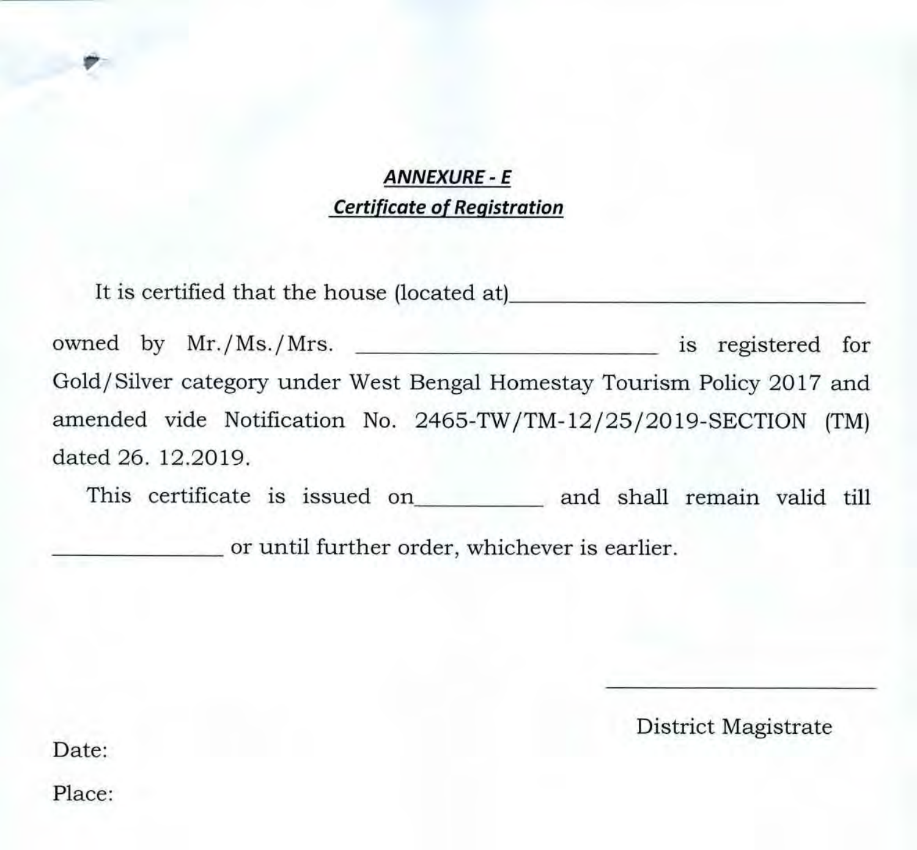***ANNEXURE - E***

***Certificate of Registration***

It is certified that the house (located at)\_\_\_\_\_\_\_\_\_\_\_\_\_\_\_\_\_\_\_\_\_\_\_\_\_\_\_\_\_\_\_\_\_\_\_

owned by Mr./Ms./Mrs. \_\_\_\_\_\_\_\_\_\_\_\_\_\_\_\_\_\_\_\_\_\_\_\_\_\_\_\_\_\_\_ is registered for Gold/Silver category under West Bengal Homestay Tourism Policy 2017 and amended vide Notification No. 2465-TW/TM-12/25/2019-SECTION (TM) dated 26. 12.2019.

This certificate is issued on\_\_\_\_\_\_\_\_\_\_\_\_ and shall remain valid till \_\_\_\_\_\_\_\_\_\_\_\_\_\_\_\_ or until further order, whichever is earlier.

\_\_\_\_\_\_\_\_\_\_\_\_\_\_\_\_\_\_\_\_\_\_\_\_\_\_\_\_

District Magistrate

Date:

Place: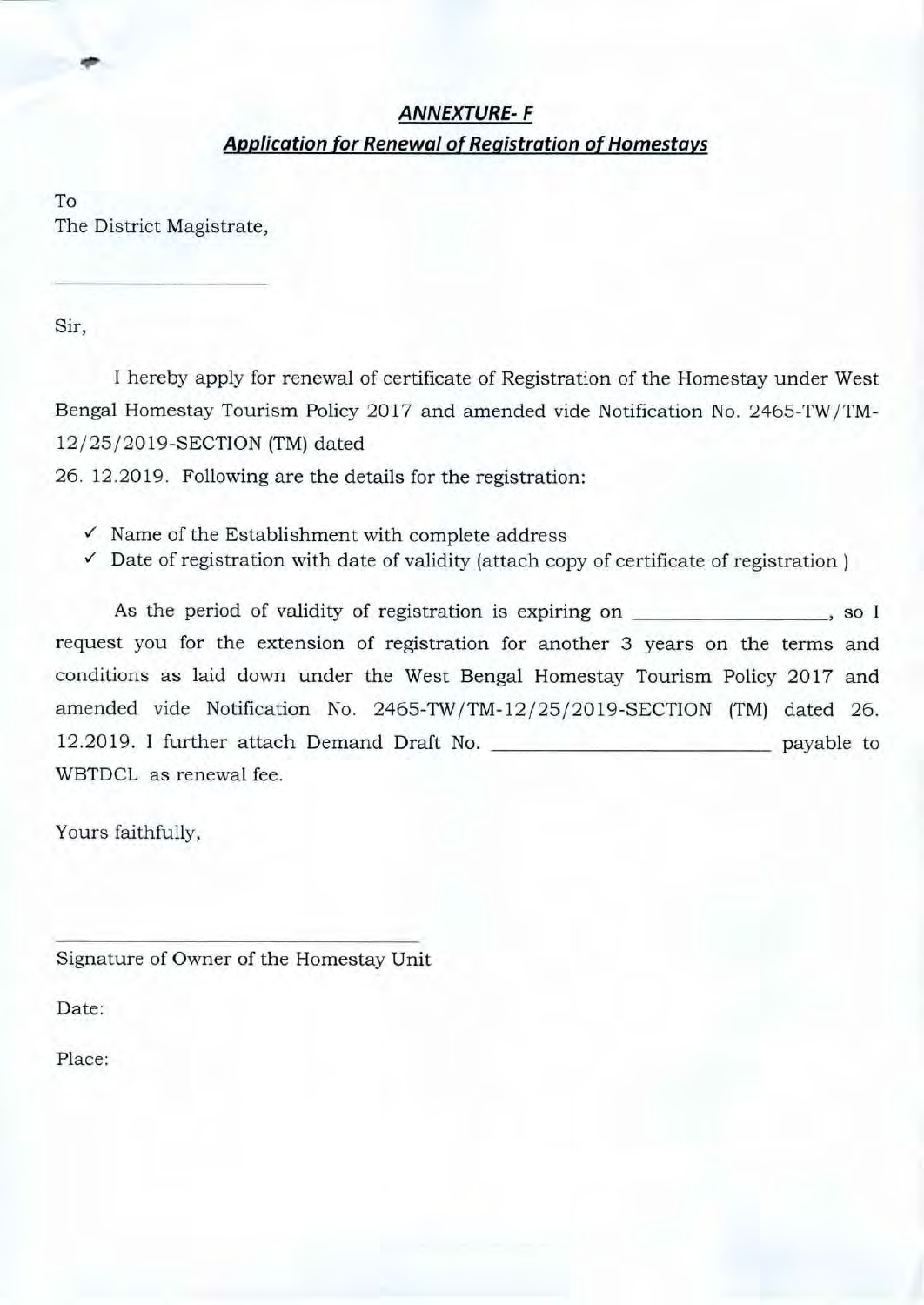## ***ANNEXTURE- F***

## ***Application for Renewal of Registration of Homestays***

To

The District Magistrate,

______________________

Sir,

I hereby apply for renewal of certificate of Registration of the Homestay under West Bengal Homestay Tourism Policy 2017 and amended vide Notification No. 2465-TW/TM-12/25/2019-SECTION (TM) dated

26. 12.2019. Following are the details for the registration:

- ✓ Name of the Establishment with complete address
- ✓ Date of registration with date of validity (attach copy of certificate of registration )

As the period of validity of registration is expiring on ____________________, so I request you for the extension of registration for another 3 years on the terms and conditions as laid down under the West Bengal Homestay Tourism Policy 2017 and amended vide Notification No. 2465-TW/TM-12/25/2019-SECTION (TM) dated 26. 12.2019. I further attach Demand Draft No. ___________________________ payable to WBTDCL as renewal fee.

Yours faithfully,

________________________________________

Signature of Owner of the Homestay Unit

Date:

Place: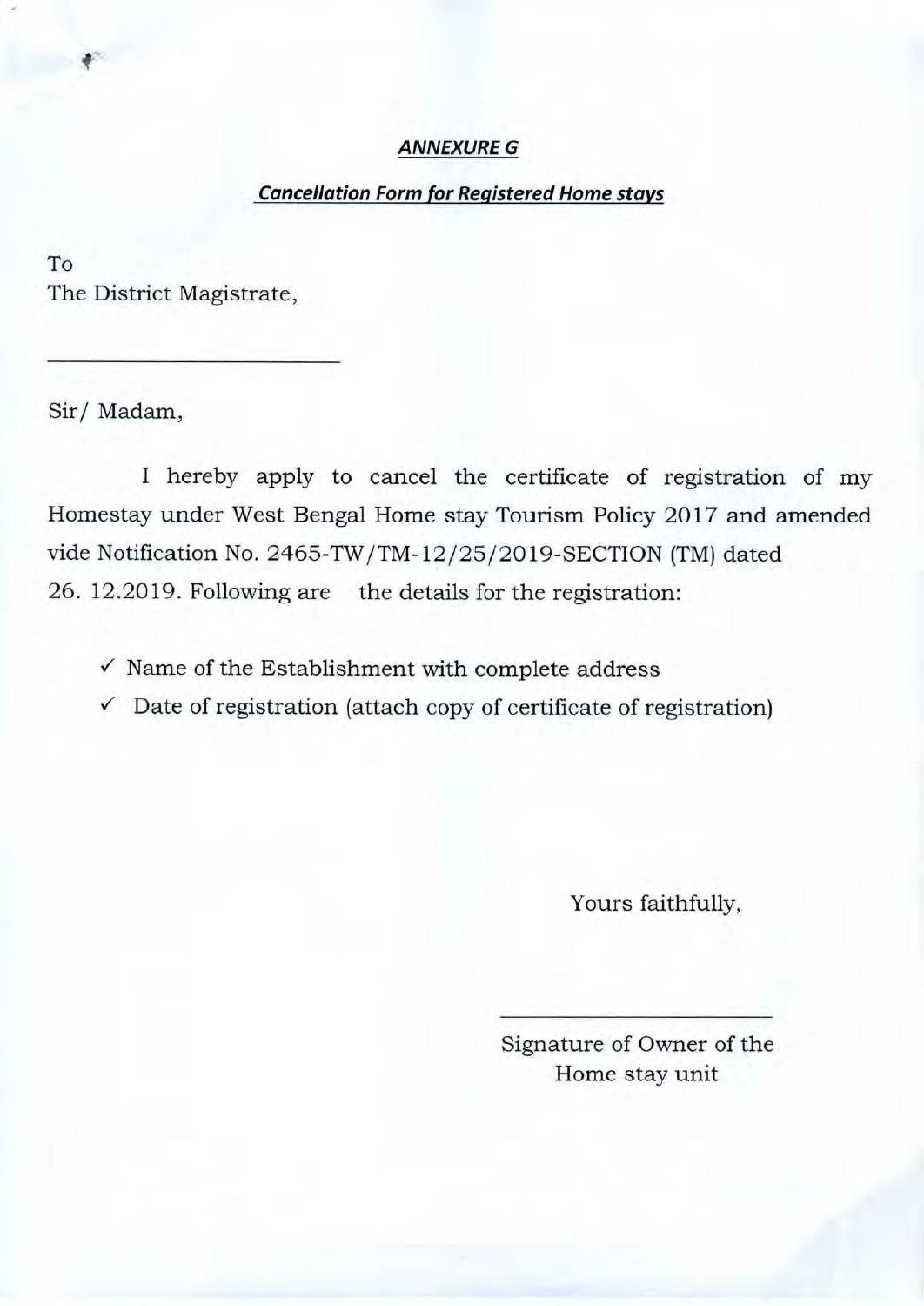## ***ANNEXURE G***

### ***Cancellation Form for Registered Home stays***

To
The District Magistrate,

\_\_\_\_\_\_\_\_\_\_\_\_\_\_\_\_\_\_\_\_\_\_\_\_\_\_

Sir/ Madam,

I hereby apply to cancel the certificate of registration of my Homestay under West Bengal Home stay Tourism Policy 2017 and amended vide Notification No. 2465-TW/TM-12/25/2019-SECTION (TM) dated 26. 12.2019. Following are the details for the registration:

- ✓ Name of the Establishment with complete address
- ✓ Date of registration (attach copy of certificate of registration)

Yours faithfully,

\_\_\_\_\_\_\_\_\_\_\_\_\_\_\_\_\_\_\_\_\_\_\_\_\_\_

Signature of Owner of the Home stay unit